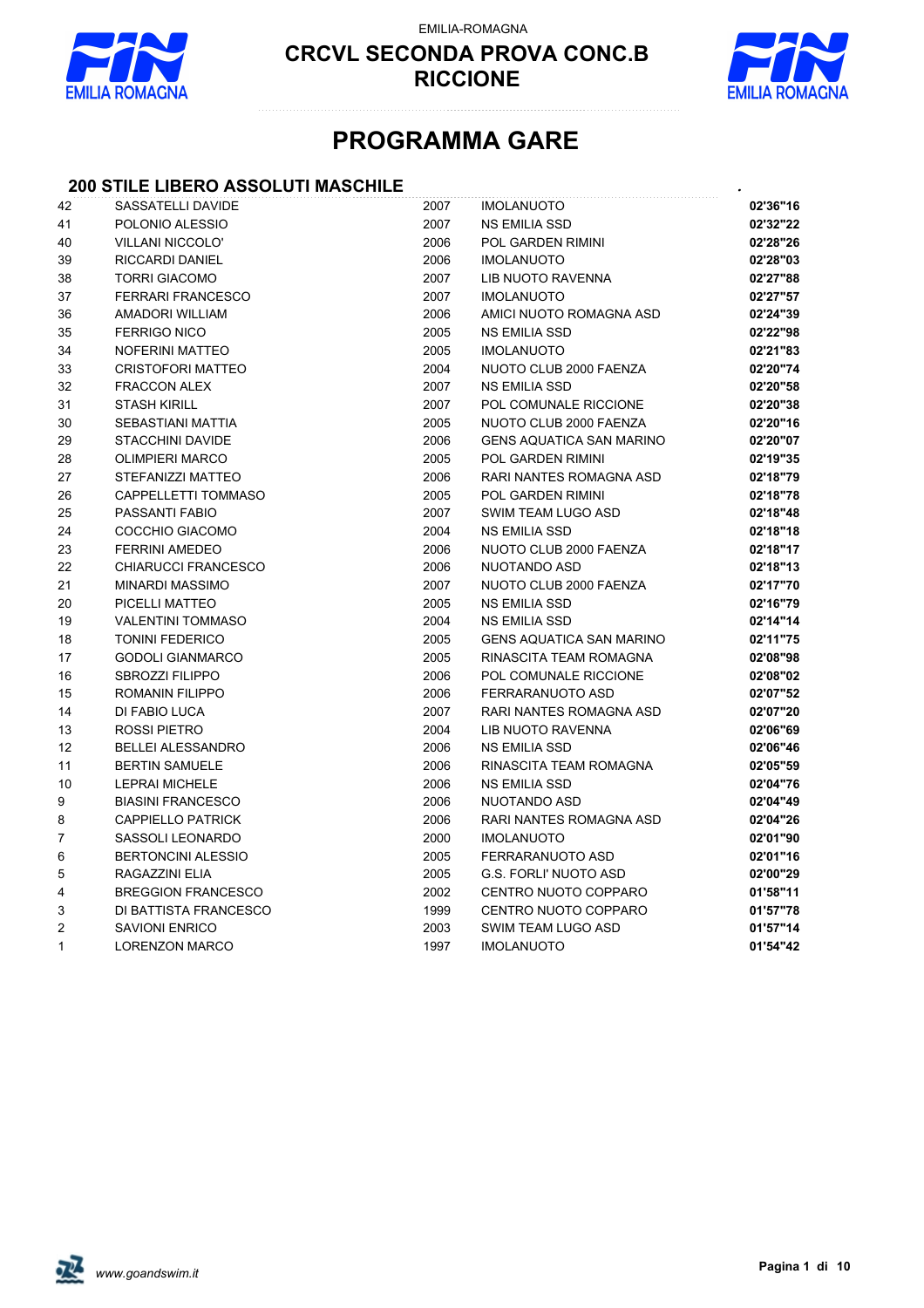EMILIA-ROMAGNA

# CRCVL SECONDA PROVA CONC.B
# RICCIONE

## PROGRAMMA GARE

### 200 STILE LIBERO ASSOLUTI MASCHILE

| | | | | |
|---|---|---|---|---|
| 42 | SASSATELLI DAVIDE | 2007 | IMOLANUOTO | **02'36"16** |
| 41 | POLONIO ALESSIO | 2007 | NS EMILIA SSD | **02'32"22** |
| 40 | VILLANI NICCOLO' | 2006 | POL GARDEN RIMINI | **02'28"26** |
| 39 | RICCARDI DANIEL | 2006 | IMOLANUOTO | **02'28"03** |
| 38 | TORRI GIACOMO | 2007 | LIB NUOTO RAVENNA | **02'27"88** |
| 37 | FERRARI FRANCESCO | 2007 | IMOLANUOTO | **02'27"57** |
| 36 | AMADORI WILLIAM | 2006 | AMICI NUOTO ROMAGNA ASD | **02'24"39** |
| 35 | FERRIGO NICO | 2005 | NS EMILIA SSD | **02'22"98** |
| 34 | NOFERINI MATTEO | 2005 | IMOLANUOTO | **02'21"83** |
| 33 | CRISTOFORI MATTEO | 2004 | NUOTO CLUB 2000 FAENZA | **02'20"74** |
| 32 | FRACCON ALEX | 2007 | NS EMILIA SSD | **02'20"58** |
| 31 | STASH KIRILL | 2007 | POL COMUNALE RICCIONE | **02'20"38** |
| 30 | SEBASTIANI MATTIA | 2005 | NUOTO CLUB 2000 FAENZA | **02'20"16** |
| 29 | STACCHINI DAVIDE | 2006 | GENS AQUATICA SAN MARINO | **02'20"07** |
| 28 | OLIMPIERI MARCO | 2005 | POL GARDEN RIMINI | **02'19"35** |
| 27 | STEFANIZZI MATTEO | 2006 | RARI NANTES ROMAGNA ASD | **02'18"79** |
| 26 | CAPPELLETTI TOMMASO | 2005 | POL GARDEN RIMINI | **02'18"78** |
| 25 | PASSANTI FABIO | 2007 | SWIM TEAM LUGO ASD | **02'18"48** |
| 24 | COCCHIO GIACOMO | 2004 | NS EMILIA SSD | **02'18"18** |
| 23 | FERRINI AMEDEO | 2006 | NUOTO CLUB 2000 FAENZA | **02'18"17** |
| 22 | CHIARUCCI FRANCESCO | 2006 | NUOTANDO ASD | **02'18"13** |
| 21 | MINARDI MASSIMO | 2007 | NUOTO CLUB 2000 FAENZA | **02'17"70** |
| 20 | PICELLI MATTEO | 2005 | NS EMILIA SSD | **02'16"79** |
| 19 | VALENTINI TOMMASO | 2004 | NS EMILIA SSD | **02'14"14** |
| 18 | TONINI FEDERICO | 2005 | GENS AQUATICA SAN MARINO | **02'11"75** |
| 17 | GODOLI GIANMARCO | 2005 | RINASCITA TEAM ROMAGNA | **02'08"98** |
| 16 | SBROZZI FILIPPO | 2006 | POL COMUNALE RICCIONE | **02'08"02** |
| 15 | ROMANIN FILIPPO | 2006 | FERRARANUOTO ASD | **02'07"52** |
| 14 | DI FABIO LUCA | 2007 | RARI NANTES ROMAGNA ASD | **02'07"20** |
| 13 | ROSSI PIETRO | 2004 | LIB NUOTO RAVENNA | **02'06"69** |
| 12 | BELLEI ALESSANDRO | 2006 | NS EMILIA SSD | **02'06"46** |
| 11 | BERTIN SAMUELE | 2006 | RINASCITA TEAM ROMAGNA | **02'05"59** |
| 10 | LEPRAI MICHELE | 2006 | NS EMILIA SSD | **02'04"76** |
| 9 | BIASINI FRANCESCO | 2006 | NUOTANDO ASD | **02'04"49** |
| 8 | CAPPIELLO PATRICK | 2006 | RARI NANTES ROMAGNA ASD | **02'04"26** |
| 7 | SASSOLI LEONARDO | 2000 | IMOLANUOTO | **02'01"90** |
| 6 | BERTONCINI ALESSIO | 2005 | FERRARANUOTO ASD | **02'01"16** |
| 5 | RAGAZZINI ELIA | 2005 | G.S. FORLI' NUOTO ASD | **02'00"29** |
| 4 | BREGGION FRANCESCO | 2002 | CENTRO NUOTO COPPARO | **01'58"11** |
| 3 | DI BATTISTA FRANCESCO | 1999 | CENTRO NUOTO COPPARO | **01'57"78** |
| 2 | SAVIONI ENRICO | 2003 | SWIM TEAM LUGO ASD | **01'57"14** |
| 1 | LORENZON MARCO | 1997 | IMOLANUOTO | **01'54"42** |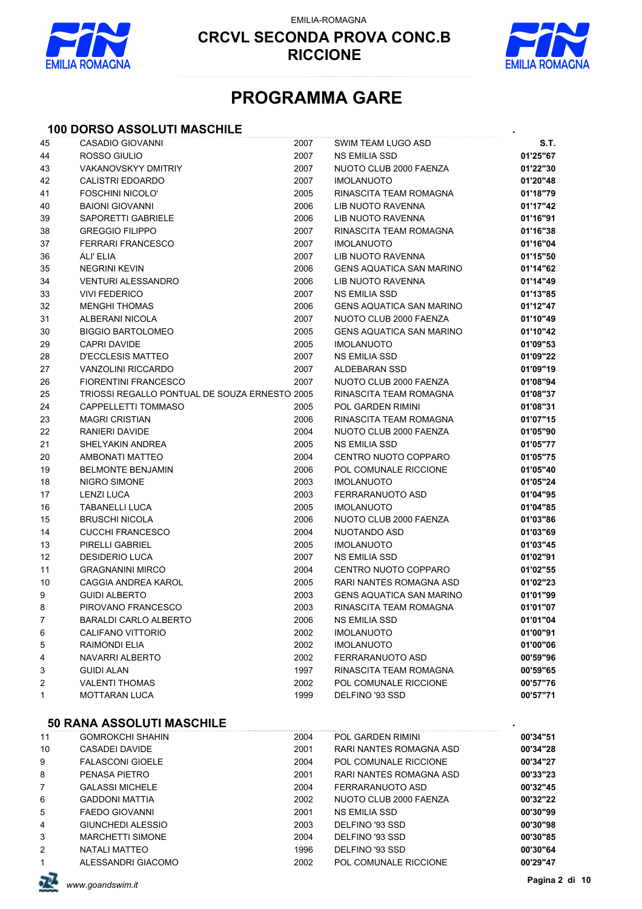EMILIA-ROMAGNA

# CRCVL SECONDA PROVA CONC.B
# RICCIONE

## PROGRAMMA GARE

### 100 DORSO ASSOLUTI MASCHILE

| | | | | |
|---|---|---|---|---|
| 45 | CASADIO GIOVANNI | 2007 | SWIM TEAM LUGO ASD | S.T. |
| 44 | ROSSO GIULIO | 2007 | NS EMILIA SSD | 01'25"67 |
| 43 | VAKANOVSKYY DMITRIY | 2007 | NUOTO CLUB 2000 FAENZA | 01'22"30 |
| 42 | CALISTRI EDOARDO | 2007 | IMOLANUOTO | 01'20"48 |
| 41 | FOSCHINI NICOLO' | 2005 | RINASCITA TEAM ROMAGNA | 01'18"79 |
| 40 | BAIONI GIOVANNI | 2006 | LIB NUOTO RAVENNA | 01'17"42 |
| 39 | SAPORETTI GABRIELE | 2006 | LIB NUOTO RAVENNA | 01'16"91 |
| 38 | GREGGIO FILIPPO | 2007 | RINASCITA TEAM ROMAGNA | 01'16"38 |
| 37 | FERRARI FRANCESCO | 2007 | IMOLANUOTO | 01'16"04 |
| 36 | ALI' ELIA | 2007 | LIB NUOTO RAVENNA | 01'15"50 |
| 35 | NEGRINI KEVIN | 2006 | GENS AQUATICA SAN MARINO | 01'14"62 |
| 34 | VENTURI ALESSANDRO | 2006 | LIB NUOTO RAVENNA | 01'14"49 |
| 33 | VIVI FEDERICO | 2007 | NS EMILIA SSD | 01'13"85 |
| 32 | MENGHI THOMAS | 2006 | GENS AQUATICA SAN MARINO | 01'12"47 |
| 31 | ALBERANI NICOLA | 2007 | NUOTO CLUB 2000 FAENZA | 01'10"49 |
| 30 | BIGGIO BARTOLOMEO | 2005 | GENS AQUATICA SAN MARINO | 01'10"42 |
| 29 | CAPRI DAVIDE | 2005 | IMOLANUOTO | 01'09"53 |
| 28 | D'ECCLESIS MATTEO | 2007 | NS EMILIA SSD | 01'09"22 |
| 27 | VANZOLINI RICCARDO | 2007 | ALDEBARAN SSD | 01'09"19 |
| 26 | FIORENTINI FRANCESCO | 2007 | NUOTO CLUB 2000 FAENZA | 01'08"94 |
| 25 | TRIOSSI REGALLO PONTUAL DE SOUZA ERNESTO | 2005 | RINASCITA TEAM ROMAGNA | 01'08"37 |
| 24 | CAPPELLETTI TOMMASO | 2005 | POL GARDEN RIMINI | 01'08"31 |
| 23 | MAGRI CRISTIAN | 2006 | RINASCITA TEAM ROMAGNA | 01'07"15 |
| 22 | RANIERI DAVIDE | 2004 | NUOTO CLUB 2000 FAENZA | 01'05"90 |
| 21 | SHELYAKIN ANDREA | 2005 | NS EMILIA SSD | 01'05"77 |
| 20 | AMBONATI MATTEO | 2004 | CENTRO NUOTO COPPARO | 01'05"75 |
| 19 | BELMONTE BENJAMIN | 2006 | POL COMUNALE RICCIONE | 01'05"40 |
| 18 | NIGRO SIMONE | 2003 | IMOLANUOTO | 01'05"24 |
| 17 | LENZI LUCA | 2003 | FERRARANUOTO ASD | 01'04"95 |
| 16 | TABANELLI LUCA | 2005 | IMOLANUOTO | 01'04"85 |
| 15 | BRUSCHI NICOLA | 2006 | NUOTO CLUB 2000 FAENZA | 01'03"86 |
| 14 | CUCCHI FRANCESCO | 2004 | NUOTANDO ASD | 01'03"69 |
| 13 | PIRELLI GABRIEL | 2005 | IMOLANUOTO | 01'03"45 |
| 12 | DESIDERIO LUCA | 2007 | NS EMILIA SSD | 01'02"91 |
| 11 | GRAGNANINI MIRCO | 2004 | CENTRO NUOTO COPPARO | 01'02"55 |
| 10 | CAGGIA ANDREA KAROL | 2005 | RARI NANTES ROMAGNA ASD | 01'02"23 |
| 9 | GUIDI ALBERTO | 2003 | GENS AQUATICA SAN MARINO | 01'01"99 |
| 8 | PIROVANO FRANCESCO | 2003 | RINASCITA TEAM ROMAGNA | 01'01"07 |
| 7 | BARALDI CARLO ALBERTO | 2006 | NS EMILIA SSD | 01'01"04 |
| 6 | CALIFANO VITTORIO | 2002 | IMOLANUOTO | 01'00"91 |
| 5 | RAIMONDI ELIA | 2002 | IMOLANUOTO | 01'00"06 |
| 4 | NAVARRI ALBERTO | 2002 | FERRARANUOTO ASD | 00'59"96 |
| 3 | GUIDI ALAN | 1997 | RINASCITA TEAM ROMAGNA | 00'59"65 |
| 2 | VALENTI THOMAS | 2002 | POL COMUNALE RICCIONE | 00'57"76 |
| 1 | MOTTARAN LUCA | 1999 | DELFINO '93 SSD | 00'57"71 |

### 50 RANA ASSOLUTI MASCHILE

| | | | | |
|---|---|---|---|---|
| 11 | GOMROKCHI SHAHIN | 2004 | POL GARDEN RIMINI | 00'34"51 |
| 10 | CASADEI DAVIDE | 2001 | RARI NANTES ROMAGNA ASD | 00'34"28 |
| 9 | FALASCONI GIOELE | 2004 | POL COMUNALE RICCIONE | 00'34"27 |
| 8 | PENASA PIETRO | 2001 | RARI NANTES ROMAGNA ASD | 00'33"23 |
| 7 | GALASSI MICHELE | 2004 | FERRARANUOTO ASD | 00'32"45 |
| 6 | GADDONI MATTIA | 2002 | NUOTO CLUB 2000 FAENZA | 00'32"22 |
| 5 | FAEDO GIOVANNI | 2001 | NS EMILIA SSD | 00'30"99 |
| 4 | GIUNCHEDI ALESSIO | 2003 | DELFINO '93 SSD | 00'30"98 |
| 3 | MARCHETTI SIMONE | 2004 | DELFINO '93 SSD | 00'30"85 |
| 2 | NATALI MATTEO | 1996 | DELFINO '93 SSD | 00'30"64 |
| 1 | ALESSANDRI GIACOMO | 2002 | POL COMUNALE RICCIONE | 00'29"47 |

*www.goandswim.it*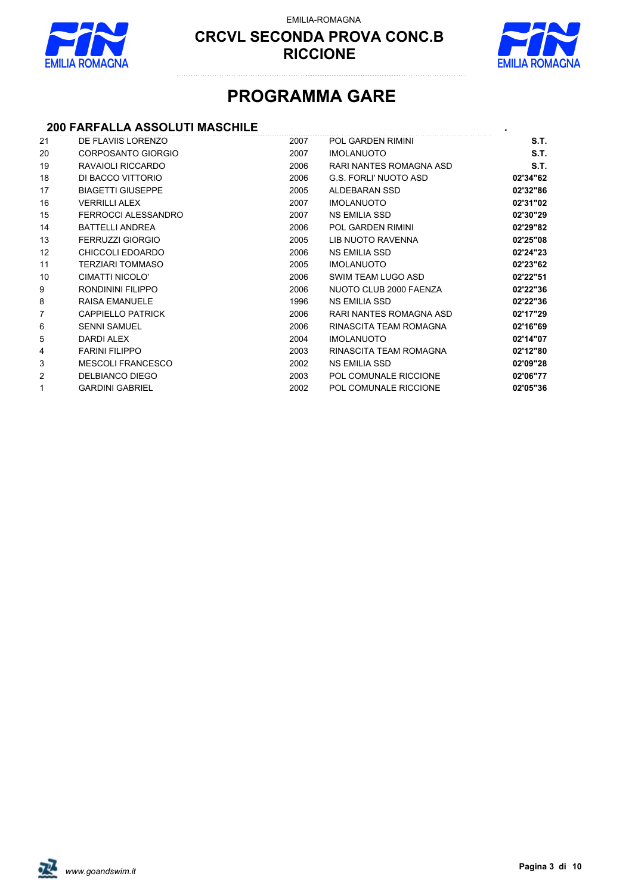EMILIA-ROMAGNA

## CRCVL SECONDA PROVA CONC.B
## RICCIONE

# PROGRAMMA GARE

### 200 FARFALLA ASSOLUTI MASCHILE

| | | | | |
|---|---|---|---|---|
| 21 | DE FLAVIIS LORENZO | 2007 | POL GARDEN RIMINI | **S.T.** |
| 20 | CORPOSANTO GIORGIO | 2007 | IMOLANUOTO | **S.T.** |
| 19 | RAVAIOLI RICCARDO | 2006 | RARI NANTES ROMAGNA ASD | **S.T.** |
| 18 | DI BACCO VITTORIO | 2006 | G.S. FORLI' NUOTO ASD | **02'34"62** |
| 17 | BIAGETTI GIUSEPPE | 2005 | ALDEBARAN SSD | **02'32"86** |
| 16 | VERRILLI ALEX | 2007 | IMOLANUOTO | **02'31"02** |
| 15 | FERROCCI ALESSANDRO | 2007 | NS EMILIA SSD | **02'30"29** |
| 14 | BATTELLI ANDREA | 2006 | POL GARDEN RIMINI | **02'29"82** |
| 13 | FERRUZZI GIORGIO | 2005 | LIB NUOTO RAVENNA | **02'25"08** |
| 12 | CHICCOLI EDOARDO | 2006 | NS EMILIA SSD | **02'24"23** |
| 11 | TERZIARI TOMMASO | 2005 | IMOLANUOTO | **02'23"62** |
| 10 | CIMATTI NICOLO' | 2006 | SWIM TEAM LUGO ASD | **02'22"51** |
| 9 | RONDININI FILIPPO | 2006 | NUOTO CLUB 2000 FAENZA | **02'22"36** |
| 8 | RAISA EMANUELE | 1996 | NS EMILIA SSD | **02'22"36** |
| 7 | CAPPIELLO PATRICK | 2006 | RARI NANTES ROMAGNA ASD | **02'17"29** |
| 6 | SENNI SAMUEL | 2006 | RINASCITA TEAM ROMAGNA | **02'16"69** |
| 5 | DARDI ALEX | 2004 | IMOLANUOTO | **02'14"07** |
| 4 | FARINI FILIPPO | 2003 | RINASCITA TEAM ROMAGNA | **02'12"80** |
| 3 | MESCOLI FRANCESCO | 2002 | NS EMILIA SSD | **02'09"28** |
| 2 | DELBIANCO DIEGO | 2003 | POL COMUNALE RICCIONE | **02'06"77** |
| 1 | GARDINI GABRIEL | 2002 | POL COMUNALE RICCIONE | **02'05"36** |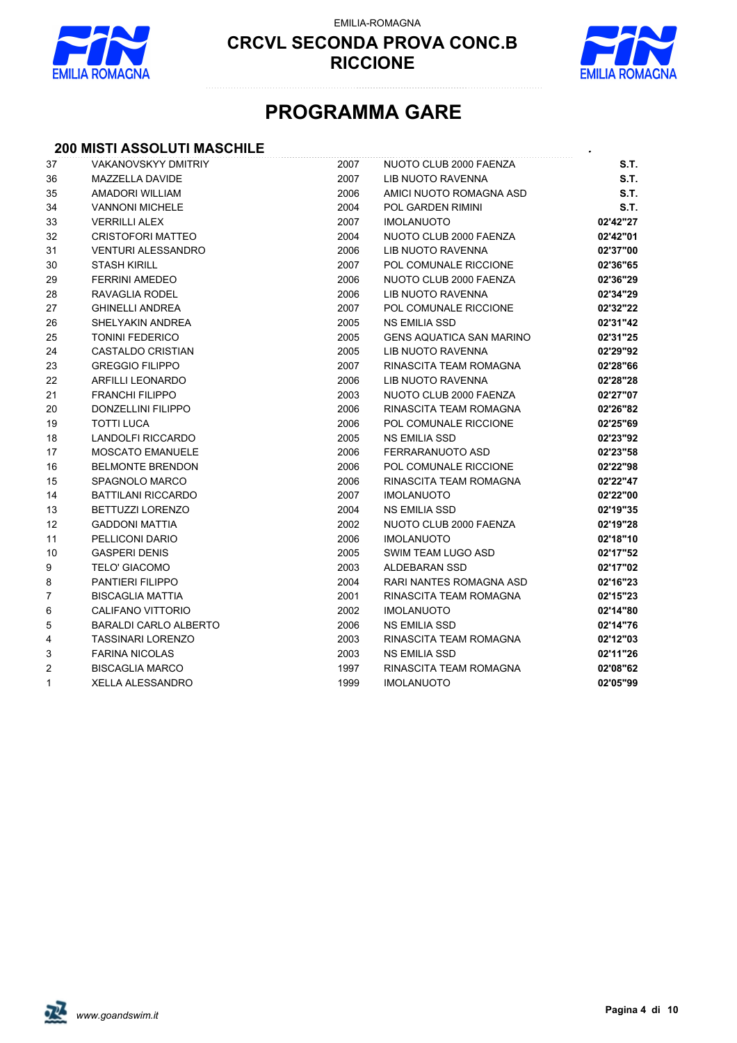EMILIA-ROMAGNA

# CRCVL SECONDA PROVA CONC.B
# RICCIONE

## PROGRAMMA GARE

### 200 MISTI ASSOLUTI MASCHILE

| | | | | |
|---|---|---|---|---|
| 37 | VAKANOVSKYY DMITRIY | 2007 | NUOTO CLUB 2000 FAENZA | **S.T.** |
| 36 | MAZZELLA DAVIDE | 2007 | LIB NUOTO RAVENNA | **S.T.** |
| 35 | AMADORI WILLIAM | 2006 | AMICI NUOTO ROMAGNA ASD | **S.T.** |
| 34 | VANNONI MICHELE | 2004 | POL GARDEN RIMINI | **S.T.** |
| 33 | VERRILLI ALEX | 2007 | IMOLANUOTO | **02'42"27** |
| 32 | CRISTOFORI MATTEO | 2004 | NUOTO CLUB 2000 FAENZA | **02'42"01** |
| 31 | VENTURI ALESSANDRO | 2006 | LIB NUOTO RAVENNA | **02'37"00** |
| 30 | STASH KIRILL | 2007 | POL COMUNALE RICCIONE | **02'36"65** |
| 29 | FERRINI AMEDEO | 2006 | NUOTO CLUB 2000 FAENZA | **02'36"29** |
| 28 | RAVAGLIA RODEL | 2006 | LIB NUOTO RAVENNA | **02'34"29** |
| 27 | GHINELLI ANDREA | 2007 | POL COMUNALE RICCIONE | **02'32"22** |
| 26 | SHELYAKIN ANDREA | 2005 | NS EMILIA SSD | **02'31"42** |
| 25 | TONINI FEDERICO | 2005 | GENS AQUATICA SAN MARINO | **02'31"25** |
| 24 | CASTALDO CRISTIAN | 2005 | LIB NUOTO RAVENNA | **02'29"92** |
| 23 | GREGGIO FILIPPO | 2007 | RINASCITA TEAM ROMAGNA | **02'28"66** |
| 22 | ARFILLI LEONARDO | 2006 | LIB NUOTO RAVENNA | **02'28"28** |
| 21 | FRANCHI FILIPPO | 2003 | NUOTO CLUB 2000 FAENZA | **02'27"07** |
| 20 | DONZELLINI FILIPPO | 2006 | RINASCITA TEAM ROMAGNA | **02'26"82** |
| 19 | TOTTI LUCA | 2006 | POL COMUNALE RICCIONE | **02'25"69** |
| 18 | LANDOLFI RICCARDO | 2005 | NS EMILIA SSD | **02'23"92** |
| 17 | MOSCATO EMANUELE | 2006 | FERRARANUOTO ASD | **02'23"58** |
| 16 | BELMONTE BRENDON | 2006 | POL COMUNALE RICCIONE | **02'22"98** |
| 15 | SPAGNOLO MARCO | 2006 | RINASCITA TEAM ROMAGNA | **02'22"47** |
| 14 | BATTILANI RICCARDO | 2007 | IMOLANUOTO | **02'22"00** |
| 13 | BETTUZZI LORENZO | 2004 | NS EMILIA SSD | **02'19"35** |
| 12 | GADDONI MATTIA | 2002 | NUOTO CLUB 2000 FAENZA | **02'19"28** |
| 11 | PELLICONI DARIO | 2006 | IMOLANUOTO | **02'18"10** |
| 10 | GASPERI DENIS | 2005 | SWIM TEAM LUGO ASD | **02'17"52** |
| 9 | TELO' GIACOMO | 2003 | ALDEBARAN SSD | **02'17"02** |
| 8 | PANTIERI FILIPPO | 2004 | RARI NANTES ROMAGNA ASD | **02'16"23** |
| 7 | BISCAGLIA MATTIA | 2001 | RINASCITA TEAM ROMAGNA | **02'15"23** |
| 6 | CALIFANO VITTORIO | 2002 | IMOLANUOTO | **02'14"80** |
| 5 | BARALDI CARLO ALBERTO | 2006 | NS EMILIA SSD | **02'14"76** |
| 4 | TASSINARI LORENZO | 2003 | RINASCITA TEAM ROMAGNA | **02'12"03** |
| 3 | FARINA NICOLAS | 2003 | NS EMILIA SSD | **02'11"26** |
| 2 | BISCAGLIA MARCO | 1997 | RINASCITA TEAM ROMAGNA | **02'08"62** |
| 1 | XELLA ALESSANDRO | 1999 | IMOLANUOTO | **02'05"99** |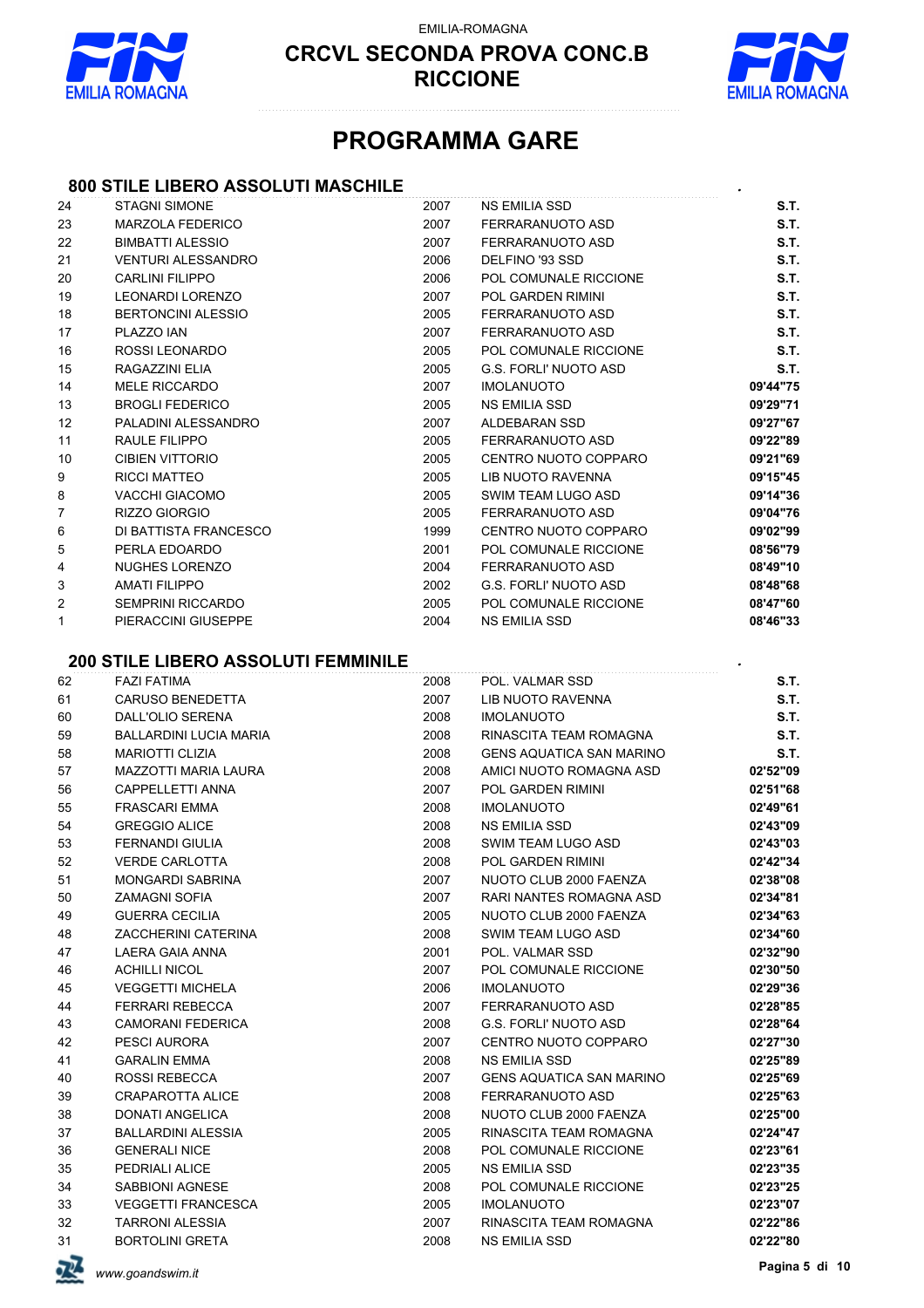EMILIA-ROMAGNA

# CRCVL SECONDA PROVA CONC.B
# RICCIONE

## PROGRAMMA GARE

### 800 STILE LIBERO ASSOLUTI MASCHILE

| | | | | |
|---|---|---|---|---|
| 24 | STAGNI SIMONE | 2007 | NS EMILIA SSD | **S.T.** |
| 23 | MARZOLA FEDERICO | 2007 | FERRARANUOTO ASD | **S.T.** |
| 22 | BIMBATTI ALESSIO | 2007 | FERRARANUOTO ASD | **S.T.** |
| 21 | VENTURI ALESSANDRO | 2006 | DELFINO '93 SSD | **S.T.** |
| 20 | CARLINI FILIPPO | 2006 | POL COMUNALE RICCIONE | **S.T.** |
| 19 | LEONARDI LORENZO | 2007 | POL GARDEN RIMINI | **S.T.** |
| 18 | BERTONCINI ALESSIO | 2005 | FERRARANUOTO ASD | **S.T.** |
| 17 | PLAZZO IAN | 2007 | FERRARANUOTO ASD | **S.T.** |
| 16 | ROSSI LEONARDO | 2005 | POL COMUNALE RICCIONE | **S.T.** |
| 15 | RAGAZZINI ELIA | 2005 | G.S. FORLI' NUOTO ASD | **S.T.** |
| 14 | MELE RICCARDO | 2007 | IMOLANUOTO | **09'44"75** |
| 13 | BROGLI FEDERICO | 2005 | NS EMILIA SSD | **09'29"71** |
| 12 | PALADINI ALESSANDRO | 2007 | ALDEBARAN SSD | **09'27"67** |
| 11 | RAULE FILIPPO | 2005 | FERRARANUOTO ASD | **09'22"89** |
| 10 | CIBIEN VITTORIO | 2005 | CENTRO NUOTO COPPARO | **09'21"69** |
| 9 | RICCI MATTEO | 2005 | LIB NUOTO RAVENNA | **09'15"45** |
| 8 | VACCHI GIACOMO | 2005 | SWIM TEAM LUGO ASD | **09'14"36** |
| 7 | RIZZO GIORGIO | 2005 | FERRARANUOTO ASD | **09'04"76** |
| 6 | DI BATTISTA FRANCESCO | 1999 | CENTRO NUOTO COPPARO | **09'02"99** |
| 5 | PERLA EDOARDO | 2001 | POL COMUNALE RICCIONE | **08'56"79** |
| 4 | NUGHES LORENZO | 2004 | FERRARANUOTO ASD | **08'49"10** |
| 3 | AMATI FILIPPO | 2002 | G.S. FORLI' NUOTO ASD | **08'48"68** |
| 2 | SEMPRINI RICCARDO | 2005 | POL COMUNALE RICCIONE | **08'47"60** |
| 1 | PIERACCINI GIUSEPPE | 2004 | NS EMILIA SSD | **08'46"33** |

### 200 STILE LIBERO ASSOLUTI FEMMINILE

| | | | | |
|---|---|---|---|---|
| 62 | FAZI FATIMA | 2008 | POL. VALMAR SSD | **S.T.** |
| 61 | CARUSO BENEDETTA | 2007 | LIB NUOTO RAVENNA | **S.T.** |
| 60 | DALL'OLIO SERENA | 2008 | IMOLANUOTO | **S.T.** |
| 59 | BALLARDINI LUCIA MARIA | 2008 | RINASCITA TEAM ROMAGNA | **S.T.** |
| 58 | MARIOTTI CLIZIA | 2008 | GENS AQUATICA SAN MARINO | **S.T.** |
| 57 | MAZZOTTI MARIA LAURA | 2008 | AMICI NUOTO ROMAGNA ASD | **02'52"09** |
| 56 | CAPPELLETTI ANNA | 2007 | POL GARDEN RIMINI | **02'51"68** |
| 55 | FRASCARI EMMA | 2008 | IMOLANUOTO | **02'49"61** |
| 54 | GREGGIO ALICE | 2008 | NS EMILIA SSD | **02'43"09** |
| 53 | FERNANDI GIULIA | 2008 | SWIM TEAM LUGO ASD | **02'43"03** |
| 52 | VERDE CARLOTTA | 2008 | POL GARDEN RIMINI | **02'42"34** |
| 51 | MONGARDI SABRINA | 2007 | NUOTO CLUB 2000 FAENZA | **02'38"08** |
| 50 | ZAMAGNI SOFIA | 2007 | RARI NANTES ROMAGNA ASD | **02'34"81** |
| 49 | GUERRA CECILIA | 2005 | NUOTO CLUB 2000 FAENZA | **02'34"63** |
| 48 | ZACCHERINI CATERINA | 2008 | SWIM TEAM LUGO ASD | **02'34"60** |
| 47 | LAERA GAIA ANNA | 2001 | POL. VALMAR SSD | **02'32"90** |
| 46 | ACHILLI NICOL | 2007 | POL COMUNALE RICCIONE | **02'30"50** |
| 45 | VEGGETTI MICHELA | 2006 | IMOLANUOTO | **02'29"36** |
| 44 | FERRARI REBECCA | 2007 | FERRARANUOTO ASD | **02'28"85** |
| 43 | CAMORANI FEDERICA | 2008 | G.S. FORLI' NUOTO ASD | **02'28"64** |
| 42 | PESCI AURORA | 2007 | CENTRO NUOTO COPPARO | **02'27"30** |
| 41 | GARALIN EMMA | 2008 | NS EMILIA SSD | **02'25"89** |
| 40 | ROSSI REBECCA | 2007 | GENS AQUATICA SAN MARINO | **02'25"69** |
| 39 | CRAPAROTTA ALICE | 2008 | FERRARANUOTO ASD | **02'25"63** |
| 38 | DONATI ANGELICA | 2008 | NUOTO CLUB 2000 FAENZA | **02'25"00** |
| 37 | BALLARDINI ALESSIA | 2005 | RINASCITA TEAM ROMAGNA | **02'24"47** |
| 36 | GENERALI NICE | 2008 | POL COMUNALE RICCIONE | **02'23"61** |
| 35 | PEDRIALI ALICE | 2005 | NS EMILIA SSD | **02'23"35** |
| 34 | SABBIONI AGNESE | 2008 | POL COMUNALE RICCIONE | **02'23"25** |
| 33 | VEGGETTI FRANCESCA | 2005 | IMOLANUOTO | **02'23"07** |
| 32 | TARRONI ALESSIA | 2007 | RINASCITA TEAM ROMAGNA | **02'22"86** |
| 31 | BORTOLINI GRETA | 2008 | NS EMILIA SSD | **02'22"80** |

*www.goandswim.it*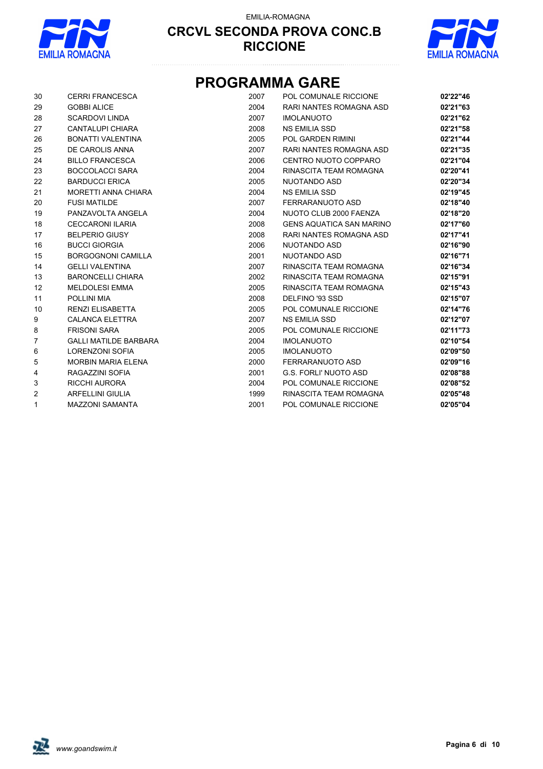EMILIA-ROMAGNA

# CRCVL SECONDA PROVA CONC.B
# RICCIONE

## PROGRAMMA GARE

| | | | | |
|---|---|---|---|---|
| 30 | CERRI FRANCESCA | 2007 | POL COMUNALE RICCIONE | **02'22"46** |
| 29 | GOBBI ALICE | 2004 | RARI NANTES ROMAGNA ASD | **02'21"63** |
| 28 | SCARDOVI LINDA | 2007 | IMOLANUOTO | **02'21"62** |
| 27 | CANTALUPI CHIARA | 2008 | NS EMILIA SSD | **02'21"58** |
| 26 | BONATTI VALENTINA | 2005 | POL GARDEN RIMINI | **02'21"44** |
| 25 | DE CAROLIS ANNA | 2007 | RARI NANTES ROMAGNA ASD | **02'21"35** |
| 24 | BILLO FRANCESCA | 2006 | CENTRO NUOTO COPPARO | **02'21"04** |
| 23 | BOCCOLACCI SARA | 2004 | RINASCITA TEAM ROMAGNA | **02'20"41** |
| 22 | BARDUCCI ERICA | 2005 | NUOTANDO ASD | **02'20"34** |
| 21 | MORETTI ANNA CHIARA | 2004 | NS EMILIA SSD | **02'19"45** |
| 20 | FUSI MATILDE | 2007 | FERRARANUOTO ASD | **02'18"40** |
| 19 | PANZAVOLTA ANGELA | 2004 | NUOTO CLUB 2000 FAENZA | **02'18"20** |
| 18 | CECCARONI ILARIA | 2008 | GENS AQUATICA SAN MARINO | **02'17"60** |
| 17 | BELPERIO GIUSY | 2008 | RARI NANTES ROMAGNA ASD | **02'17"41** |
| 16 | BUCCI GIORGIA | 2006 | NUOTANDO ASD | **02'16"90** |
| 15 | BORGOGNONI CAMILLA | 2001 | NUOTANDO ASD | **02'16"71** |
| 14 | GELLI VALENTINA | 2007 | RINASCITA TEAM ROMAGNA | **02'16"34** |
| 13 | BARONCELLI CHIARA | 2002 | RINASCITA TEAM ROMAGNA | **02'15"91** |
| 12 | MELDOLESI EMMA | 2005 | RINASCITA TEAM ROMAGNA | **02'15"43** |
| 11 | POLLINI MIA | 2008 | DELFINO '93 SSD | **02'15"07** |
| 10 | RENZI ELISABETTA | 2005 | POL COMUNALE RICCIONE | **02'14"76** |
| 9 | CALANCA ELETTRA | 2007 | NS EMILIA SSD | **02'12"07** |
| 8 | FRISONI SARA | 2005 | POL COMUNALE RICCIONE | **02'11"73** |
| 7 | GALLI MATILDE BARBARA | 2004 | IMOLANUOTO | **02'10"54** |
| 6 | LORENZONI SOFIA | 2005 | IMOLANUOTO | **02'09"50** |
| 5 | MORBIN MARIA ELENA | 2000 | FERRARANUOTO ASD | **02'09"16** |
| 4 | RAGAZZINI SOFIA | 2001 | G.S. FORLI' NUOTO ASD | **02'08"88** |
| 3 | RICCHI AURORA | 2004 | POL COMUNALE RICCIONE | **02'08"52** |
| 2 | ARFELLINI GIULIA | 1999 | RINASCITA TEAM ROMAGNA | **02'05"48** |
| 1 | MAZZONI SAMANTA | 2001 | POL COMUNALE RICCIONE | **02'05"04** |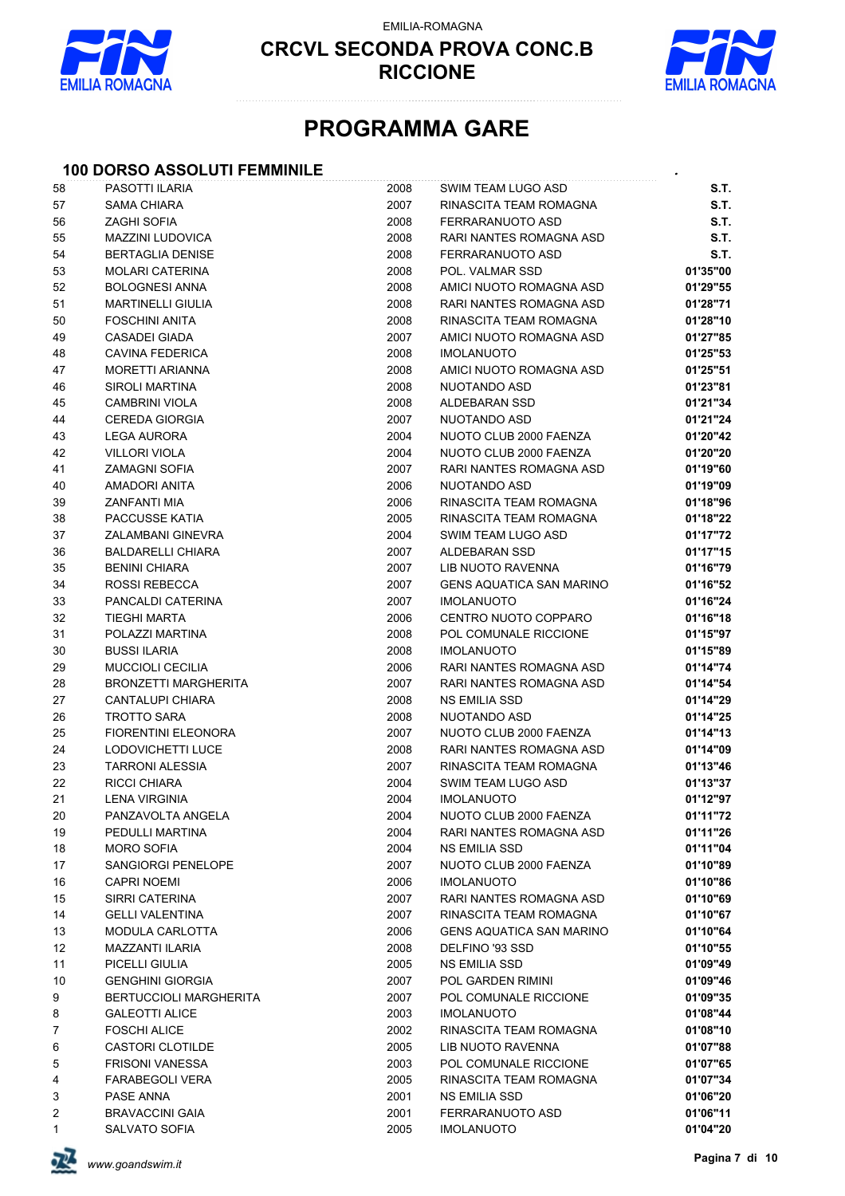EMILIA-ROMAGNA

# CRCVL SECONDA PROVA CONC.B RICCIONE

## PROGRAMMA GARE

### 100 DORSO ASSOLUTI FEMMINILE

| | | | | |
|---|---|---|---|---|
| 58 | PASOTTI ILARIA | 2008 | SWIM TEAM LUGO ASD | **S.T.** |
| 57 | SAMA CHIARA | 2007 | RINASCITA TEAM ROMAGNA | **S.T.** |
| 56 | ZAGHI SOFIA | 2008 | FERRARANUOTO ASD | **S.T.** |
| 55 | MAZZINI LUDOVICA | 2008 | RARI NANTES ROMAGNA ASD | **S.T.** |
| 54 | BERTAGLIA DENISE | 2008 | FERRARANUOTO ASD | **S.T.** |
| 53 | MOLARI CATERINA | 2008 | POL. VALMAR SSD | **01'35"00** |
| 52 | BOLOGNESI ANNA | 2008 | AMICI NUOTO ROMAGNA ASD | **01'29"55** |
| 51 | MARTINELLI GIULIA | 2008 | RARI NANTES ROMAGNA ASD | **01'28"71** |
| 50 | FOSCHINI ANITA | 2008 | RINASCITA TEAM ROMAGNA | **01'28"10** |
| 49 | CASADEI GIADA | 2007 | AMICI NUOTO ROMAGNA ASD | **01'27"85** |
| 48 | CAVINA FEDERICA | 2008 | IMOLANUOTO | **01'25"53** |
| 47 | MORETTI ARIANNA | 2008 | AMICI NUOTO ROMAGNA ASD | **01'25"51** |
| 46 | SIROLI MARTINA | 2008 | NUOTANDO ASD | **01'23"81** |
| 45 | CAMBRINI VIOLA | 2008 | ALDEBARAN SSD | **01'21"34** |
| 44 | CEREDA GIORGIA | 2007 | NUOTANDO ASD | **01'21"24** |
| 43 | LEGA AURORA | 2004 | NUOTO CLUB 2000 FAENZA | **01'20"42** |
| 42 | VILLORI VIOLA | 2004 | NUOTO CLUB 2000 FAENZA | **01'20"20** |
| 41 | ZAMAGNI SOFIA | 2007 | RARI NANTES ROMAGNA ASD | **01'19"60** |
| 40 | AMADORI ANITA | 2006 | NUOTANDO ASD | **01'19"09** |
| 39 | ZANFANTI MIA | 2006 | RINASCITA TEAM ROMAGNA | **01'18"96** |
| 38 | PACCUSSE KATIA | 2005 | RINASCITA TEAM ROMAGNA | **01'18"22** |
| 37 | ZALAMBANI GINEVRA | 2004 | SWIM TEAM LUGO ASD | **01'17"72** |
| 36 | BALDARELLI CHIARA | 2007 | ALDEBARAN SSD | **01'17"15** |
| 35 | BENINI CHIARA | 2007 | LIB NUOTO RAVENNA | **01'16"79** |
| 34 | ROSSI REBECCA | 2007 | GENS AQUATICA SAN MARINO | **01'16"52** |
| 33 | PANCALDI CATERINA | 2007 | IMOLANUOTO | **01'16"24** |
| 32 | TIEGHI MARTA | 2006 | CENTRO NUOTO COPPARO | **01'16"18** |
| 31 | POLAZZI MARTINA | 2008 | POL COMUNALE RICCIONE | **01'15"97** |
| 30 | BUSSI ILARIA | 2008 | IMOLANUOTO | **01'15"89** |
| 29 | MUCCIOLI CECILIA | 2006 | RARI NANTES ROMAGNA ASD | **01'14"74** |
| 28 | BRONZETTI MARGHERITA | 2007 | RARI NANTES ROMAGNA ASD | **01'14"54** |
| 27 | CANTALUPI CHIARA | 2008 | NS EMILIA SSD | **01'14"29** |
| 26 | TROTTO SARA | 2008 | NUOTANDO ASD | **01'14"25** |
| 25 | FIORENTINI ELEONORA | 2007 | NUOTO CLUB 2000 FAENZA | **01'14"13** |
| 24 | LODOVICHETTI LUCE | 2008 | RARI NANTES ROMAGNA ASD | **01'14"09** |
| 23 | TARRONI ALESSIA | 2007 | RINASCITA TEAM ROMAGNA | **01'13"46** |
| 22 | RICCI CHIARA | 2004 | SWIM TEAM LUGO ASD | **01'13"37** |
| 21 | LENA VIRGINIA | 2004 | IMOLANUOTO | **01'12"97** |
| 20 | PANZAVOLTA ANGELA | 2004 | NUOTO CLUB 2000 FAENZA | **01'11"72** |
| 19 | PEDULLI MARTINA | 2004 | RARI NANTES ROMAGNA ASD | **01'11"26** |
| 18 | MORO SOFIA | 2004 | NS EMILIA SSD | **01'11"04** |
| 17 | SANGIORGI PENELOPE | 2007 | NUOTO CLUB 2000 FAENZA | **01'10"89** |
| 16 | CAPRI NOEMI | 2006 | IMOLANUOTO | **01'10"86** |
| 15 | SIRRI CATERINA | 2007 | RARI NANTES ROMAGNA ASD | **01'10"69** |
| 14 | GELLI VALENTINA | 2007 | RINASCITA TEAM ROMAGNA | **01'10"67** |
| 13 | MODULA CARLOTTA | 2006 | GENS AQUATICA SAN MARINO | **01'10"64** |
| 12 | MAZZANTI ILARIA | 2008 | DELFINO '93 SSD | **01'10"55** |
| 11 | PICELLI GIULIA | 2005 | NS EMILIA SSD | **01'09"49** |
| 10 | GENGHINI GIORGIA | 2007 | POL GARDEN RIMINI | **01'09"46** |
| 9 | BERTUCCIOLI MARGHERITA | 2007 | POL COMUNALE RICCIONE | **01'09"35** |
| 8 | GALEOTTI ALICE | 2003 | IMOLANUOTO | **01'08"44** |
| 7 | FOSCHI ALICE | 2002 | RINASCITA TEAM ROMAGNA | **01'08"10** |
| 6 | CASTORI CLOTILDE | 2005 | LIB NUOTO RAVENNA | **01'07"88** |
| 5 | FRISONI VANESSA | 2003 | POL COMUNALE RICCIONE | **01'07"65** |
| 4 | FARABEGOLI VERA | 2005 | RINASCITA TEAM ROMAGNA | **01'07"34** |
| 3 | PASE ANNA | 2001 | NS EMILIA SSD | **01'06"20** |
| 2 | BRAVACCINI GAIA | 2001 | FERRARANUOTO ASD | **01'06"11** |
| 1 | SALVATO SOFIA | 2005 | IMOLANUOTO | **01'04"20** |

*www.goandswim.it*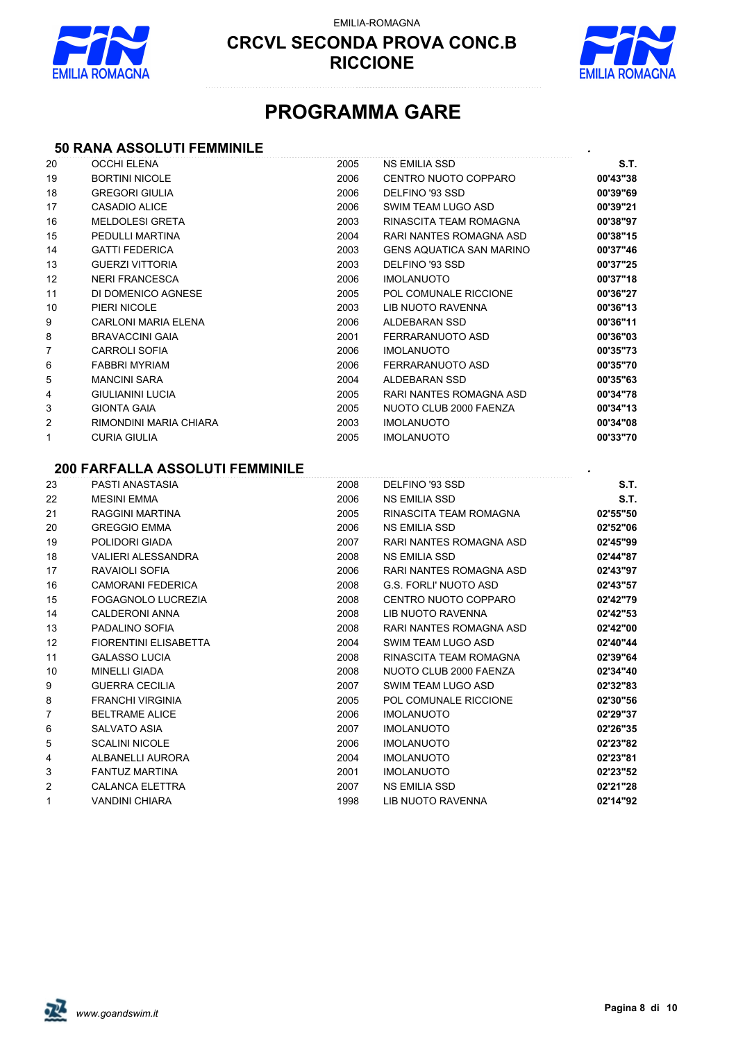EMILIA-ROMAGNA

**CRCVL SECONDA PROVA CONC.B**
**RICCIONE**

# PROGRAMMA GARE

## 50 RANA ASSOLUTI FEMMINILE

| | | | | |
|---|---|---|---|---|
| 20 | OCCHI ELENA | 2005 | NS EMILIA SSD | **S.T.** |
| 19 | BORTINI NICOLE | 2006 | CENTRO NUOTO COPPARO | **00'43"38** |
| 18 | GREGORI GIULIA | 2006 | DELFINO '93 SSD | **00'39"69** |
| 17 | CASADIO ALICE | 2006 | SWIM TEAM LUGO ASD | **00'39"21** |
| 16 | MELDOLESI GRETA | 2003 | RINASCITA TEAM ROMAGNA | **00'38"97** |
| 15 | PEDULLI MARTINA | 2004 | RARI NANTES ROMAGNA ASD | **00'38"15** |
| 14 | GATTI FEDERICA | 2003 | GENS AQUATICA SAN MARINO | **00'37"46** |
| 13 | GUERZI VITTORIA | 2003 | DELFINO '93 SSD | **00'37"25** |
| 12 | NERI FRANCESCA | 2006 | IMOLANUOTO | **00'37"18** |
| 11 | DI DOMENICO AGNESE | 2005 | POL COMUNALE RICCIONE | **00'36"27** |
| 10 | PIERI NICOLE | 2003 | LIB NUOTO RAVENNA | **00'36"13** |
| 9 | CARLONI MARIA ELENA | 2006 | ALDEBARAN SSD | **00'36"11** |
| 8 | BRAVACCINI GAIA | 2001 | FERRARANUOTO ASD | **00'36"03** |
| 7 | CARROLI SOFIA | 2006 | IMOLANUOTO | **00'35"73** |
| 6 | FABBRI MYRIAM | 2006 | FERRARANUOTO ASD | **00'35"70** |
| 5 | MANCINI SARA | 2004 | ALDEBARAN SSD | **00'35"63** |
| 4 | GIULIANINI LUCIA | 2005 | RARI NANTES ROMAGNA ASD | **00'34"78** |
| 3 | GIONTA GAIA | 2005 | NUOTO CLUB 2000 FAENZA | **00'34"13** |
| 2 | RIMONDINI MARIA CHIARA | 2003 | IMOLANUOTO | **00'34"08** |
| 1 | CURIA GIULIA | 2005 | IMOLANUOTO | **00'33"70** |

## 200 FARFALLA ASSOLUTI FEMMINILE

| | | | | |
|---|---|---|---|---|
| 23 | PASTI ANASTASIA | 2008 | DELFINO '93 SSD | **S.T.** |
| 22 | MESINI EMMA | 2006 | NS EMILIA SSD | **S.T.** |
| 21 | RAGGINI MARTINA | 2005 | RINASCITA TEAM ROMAGNA | **02'55"50** |
| 20 | GREGGIO EMMA | 2006 | NS EMILIA SSD | **02'52"06** |
| 19 | POLIDORI GIADA | 2007 | RARI NANTES ROMAGNA ASD | **02'45"99** |
| 18 | VALIERI ALESSANDRA | 2008 | NS EMILIA SSD | **02'44"87** |
| 17 | RAVAIOLI SOFIA | 2006 | RARI NANTES ROMAGNA ASD | **02'43"97** |
| 16 | CAMORANI FEDERICA | 2008 | G.S. FORLI' NUOTO ASD | **02'43"57** |
| 15 | FOGAGNOLO LUCREZIA | 2008 | CENTRO NUOTO COPPARO | **02'42"79** |
| 14 | CALDERONI ANNA | 2008 | LIB NUOTO RAVENNA | **02'42"53** |
| 13 | PADALINO SOFIA | 2008 | RARI NANTES ROMAGNA ASD | **02'42"00** |
| 12 | FIORENTINI ELISABETTA | 2004 | SWIM TEAM LUGO ASD | **02'40"44** |
| 11 | GALASSO LUCIA | 2008 | RINASCITA TEAM ROMAGNA | **02'39"64** |
| 10 | MINELLI GIADA | 2008 | NUOTO CLUB 2000 FAENZA | **02'34"40** |
| 9 | GUERRA CECILIA | 2007 | SWIM TEAM LUGO ASD | **02'32"83** |
| 8 | FRANCHI VIRGINIA | 2005 | POL COMUNALE RICCIONE | **02'30"56** |
| 7 | BELTRAME ALICE | 2006 | IMOLANUOTO | **02'29"37** |
| 6 | SALVATO ASIA | 2007 | IMOLANUOTO | **02'26"35** |
| 5 | SCALINI NICOLE | 2006 | IMOLANUOTO | **02'23"82** |
| 4 | ALBANELLI AURORA | 2004 | IMOLANUOTO | **02'23"81** |
| 3 | FANTUZ MARTINA | 2001 | IMOLANUOTO | **02'23"52** |
| 2 | CALANCA ELETTRA | 2007 | NS EMILIA SSD | **02'21"28** |
| 1 | VANDINI CHIARA | 1998 | LIB NUOTO RAVENNA | **02'14"92** |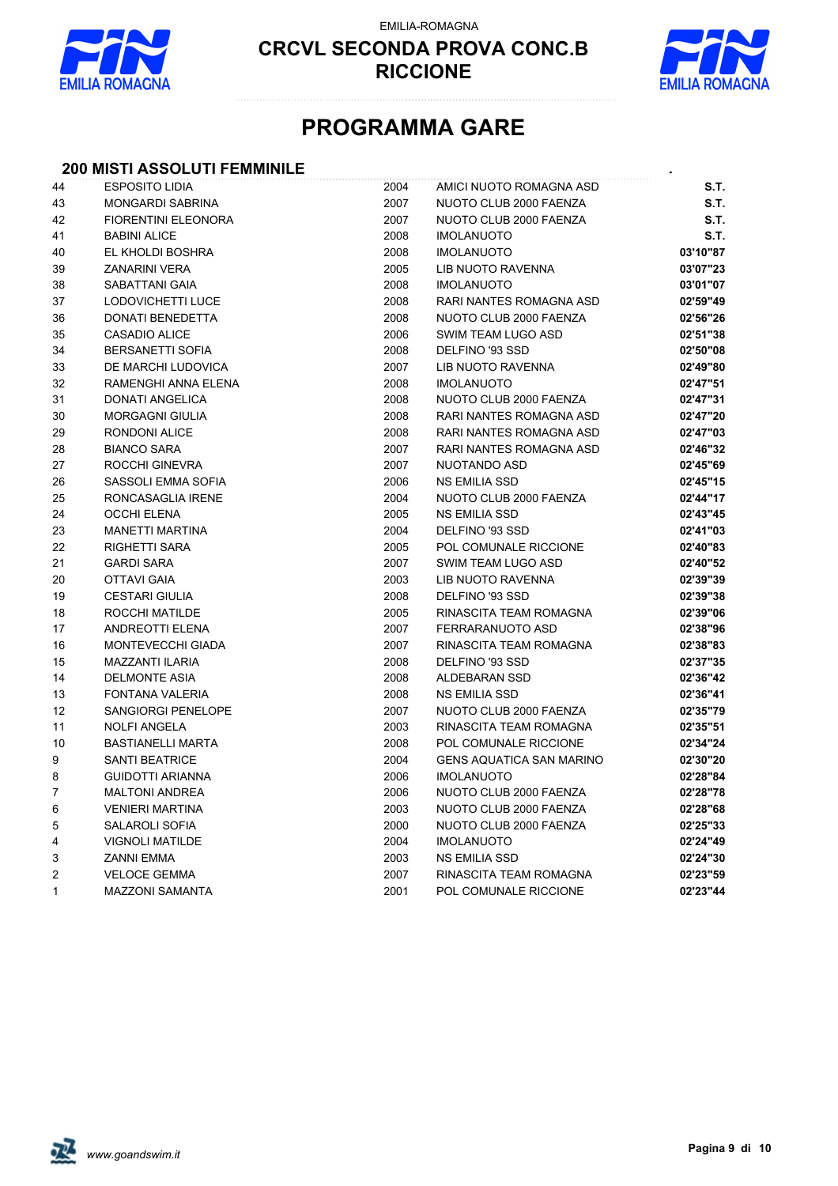EMILIA-ROMAGNA

# CRCVL SECONDA PROVA CONC.B
# RICCIONE

## PROGRAMMA GARE

### 200 MISTI ASSOLUTI FEMMINILE

| | | | | |
|---|---|---|---|---|
| 44 | ESPOSITO LIDIA | 2004 | AMICI NUOTO ROMAGNA ASD | **S.T.** |
| 43 | MONGARDI SABRINA | 2007 | NUOTO CLUB 2000 FAENZA | **S.T.** |
| 42 | FIORENTINI ELEONORA | 2007 | NUOTO CLUB 2000 FAENZA | **S.T.** |
| 41 | BABINI ALICE | 2008 | IMOLANUOTO | **S.T.** |
| 40 | EL KHOLDI BOSHRA | 2008 | IMOLANUOTO | **03'10"87** |
| 39 | ZANARINI VERA | 2005 | LIB NUOTO RAVENNA | **03'07"23** |
| 38 | SABATTANI GAIA | 2008 | IMOLANUOTO | **03'01"07** |
| 37 | LODOVICHETTI LUCE | 2008 | RARI NANTES ROMAGNA ASD | **02'59"49** |
| 36 | DONATI BENEDETTA | 2008 | NUOTO CLUB 2000 FAENZA | **02'56"26** |
| 35 | CASADIO ALICE | 2006 | SWIM TEAM LUGO ASD | **02'51"38** |
| 34 | BERSANETTI SOFIA | 2008 | DELFINO '93 SSD | **02'50"08** |
| 33 | DE MARCHI LUDOVICA | 2007 | LIB NUOTO RAVENNA | **02'49"80** |
| 32 | RAMENGHI ANNA ELENA | 2008 | IMOLANUOTO | **02'47"51** |
| 31 | DONATI ANGELICA | 2008 | NUOTO CLUB 2000 FAENZA | **02'47"31** |
| 30 | MORGAGNI GIULIA | 2008 | RARI NANTES ROMAGNA ASD | **02'47"20** |
| 29 | RONDONI ALICE | 2008 | RARI NANTES ROMAGNA ASD | **02'47"03** |
| 28 | BIANCO SARA | 2007 | RARI NANTES ROMAGNA ASD | **02'46"32** |
| 27 | ROCCHI GINEVRA | 2007 | NUOTANDO ASD | **02'45"69** |
| 26 | SASSOLI EMMA SOFIA | 2006 | NS EMILIA SSD | **02'45"15** |
| 25 | RONCASAGLIA IRENE | 2004 | NUOTO CLUB 2000 FAENZA | **02'44"17** |
| 24 | OCCHI ELENA | 2005 | NS EMILIA SSD | **02'43"45** |
| 23 | MANETTI MARTINA | 2004 | DELFINO '93 SSD | **02'41"03** |
| 22 | RIGHETTI SARA | 2005 | POL COMUNALE RICCIONE | **02'40"83** |
| 21 | GARDI SARA | 2007 | SWIM TEAM LUGO ASD | **02'40"52** |
| 20 | OTTAVI GAIA | 2003 | LIB NUOTO RAVENNA | **02'39"39** |
| 19 | CESTARI GIULIA | 2008 | DELFINO '93 SSD | **02'39"38** |
| 18 | ROCCHI MATILDE | 2005 | RINASCITA TEAM ROMAGNA | **02'39"06** |
| 17 | ANDREOTTI ELENA | 2007 | FERRARANUOTO ASD | **02'38"96** |
| 16 | MONTEVECCHI GIADA | 2007 | RINASCITA TEAM ROMAGNA | **02'38"83** |
| 15 | MAZZANTI ILARIA | 2008 | DELFINO '93 SSD | **02'37"35** |
| 14 | DELMONTE ASIA | 2008 | ALDEBARAN SSD | **02'36"42** |
| 13 | FONTANA VALERIA | 2008 | NS EMILIA SSD | **02'36"41** |
| 12 | SANGIORGI PENELOPE | 2007 | NUOTO CLUB 2000 FAENZA | **02'35"79** |
| 11 | NOLFI ANGELA | 2003 | RINASCITA TEAM ROMAGNA | **02'35"51** |
| 10 | BASTIANELLI MARTA | 2008 | POL COMUNALE RICCIONE | **02'34"24** |
| 9 | SANTI BEATRICE | 2004 | GENS AQUATICA SAN MARINO | **02'30"20** |
| 8 | GUIDOTTI ARIANNA | 2006 | IMOLANUOTO | **02'28"84** |
| 7 | MALTONI ANDREA | 2006 | NUOTO CLUB 2000 FAENZA | **02'28"78** |
| 6 | VENIERI MARTINA | 2003 | NUOTO CLUB 2000 FAENZA | **02'28"68** |
| 5 | SALAROLI SOFIA | 2000 | NUOTO CLUB 2000 FAENZA | **02'25"33** |
| 4 | VIGNOLI MATILDE | 2004 | IMOLANUOTO | **02'24"49** |
| 3 | ZANNI EMMA | 2003 | NS EMILIA SSD | **02'24"30** |
| 2 | VELOCE GEMMA | 2007 | RINASCITA TEAM ROMAGNA | **02'23"59** |
| 1 | MAZZONI SAMANTA | 2001 | POL COMUNALE RICCIONE | **02'23"44** |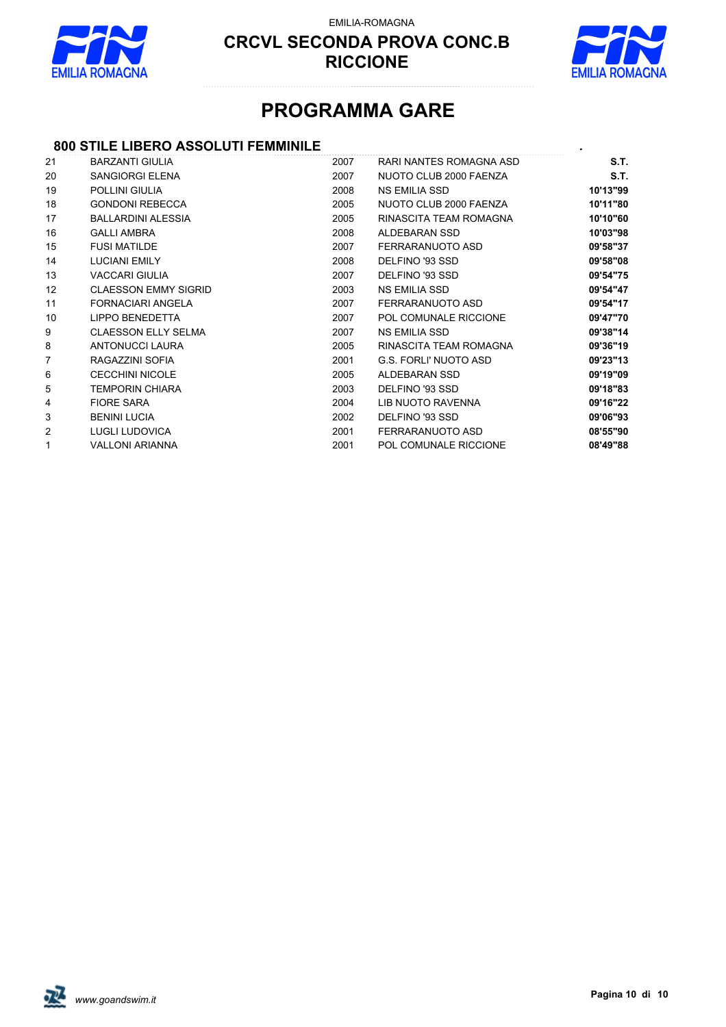EMILIA-ROMAGNA

# CRCVL SECONDA PROVA CONC.B
# RICCIONE

## PROGRAMMA GARE

### 800 STILE LIBERO ASSOLUTI FEMMINILE

| | | | | |
|---|---|---|---|---|
| 21 | BARZANTI GIULIA | 2007 | RARI NANTES ROMAGNA ASD | **S.T.** |
| 20 | SANGIORGI ELENA | 2007 | NUOTO CLUB 2000 FAENZA | **S.T.** |
| 19 | POLLINI GIULIA | 2008 | NS EMILIA SSD | **10'13"99** |
| 18 | GONDONI REBECCA | 2005 | NUOTO CLUB 2000 FAENZA | **10'11"80** |
| 17 | BALLARDINI ALESSIA | 2005 | RINASCITA TEAM ROMAGNA | **10'10"60** |
| 16 | GALLI AMBRA | 2008 | ALDEBARAN SSD | **10'03"98** |
| 15 | FUSI MATILDE | 2007 | FERRARANUOTO ASD | **09'58"37** |
| 14 | LUCIANI EMILY | 2008 | DELFINO '93 SSD | **09'58"08** |
| 13 | VACCARI GIULIA | 2007 | DELFINO '93 SSD | **09'54"75** |
| 12 | CLAESSON EMMY SIGRID | 2003 | NS EMILIA SSD | **09'54"47** |
| 11 | FORNACIARI ANGELA | 2007 | FERRARANUOTO ASD | **09'54"17** |
| 10 | LIPPO BENEDETTA | 2007 | POL COMUNALE RICCIONE | **09'47"70** |
| 9 | CLAESSON ELLY SELMA | 2007 | NS EMILIA SSD | **09'38"14** |
| 8 | ANTONUCCI LAURA | 2005 | RINASCITA TEAM ROMAGNA | **09'36"19** |
| 7 | RAGAZZINI SOFIA | 2001 | G.S. FORLI' NUOTO ASD | **09'23"13** |
| 6 | CECCHINI NICOLE | 2005 | ALDEBARAN SSD | **09'19"09** |
| 5 | TEMPORIN CHIARA | 2003 | DELFINO '93 SSD | **09'18"83** |
| 4 | FIORE SARA | 2004 | LIB NUOTO RAVENNA | **09'16"22** |
| 3 | BENINI LUCIA | 2002 | DELFINO '93 SSD | **09'06"93** |
| 2 | LUGLI LUDOVICA | 2001 | FERRARANUOTO ASD | **08'55"90** |
| 1 | VALLONI ARIANNA | 2001 | POL COMUNALE RICCIONE | **08'49"88** |

*www.goandswim.it*